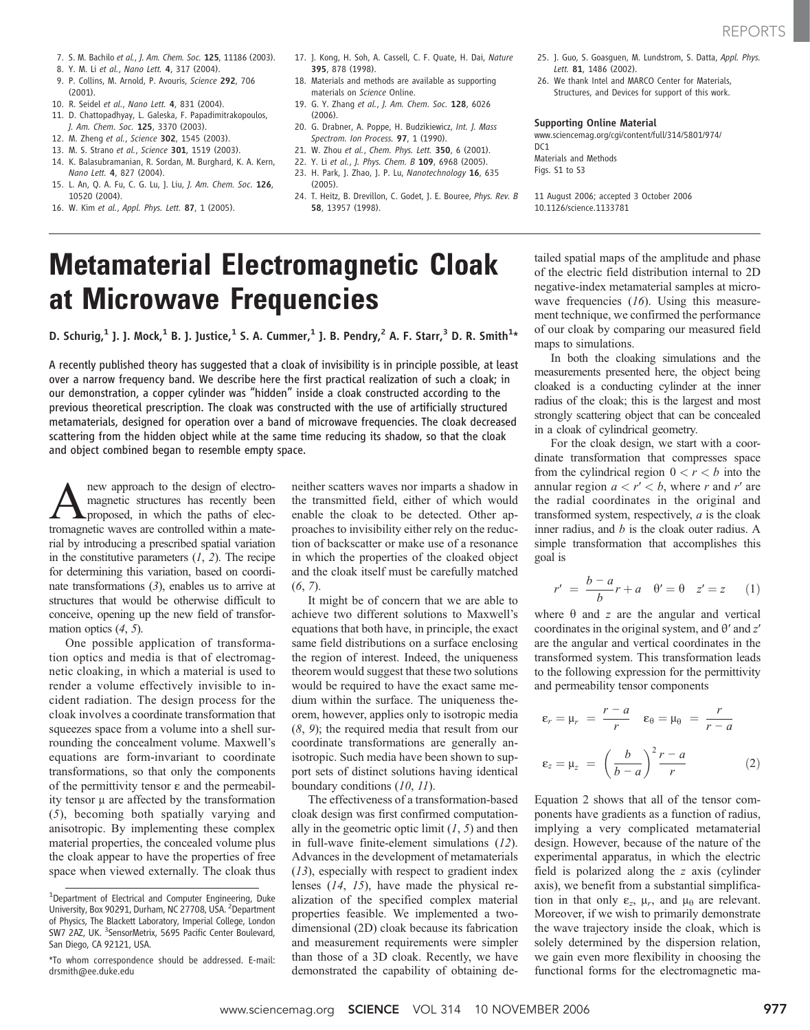7. S. M. Bachilo *et al.*, *J. Am. Chem. Soc.* **125**, 11186 (2003).
8. Y. M. Li *et al.*, *Nano Lett.* **4**, 317 (2004).
9. P. Collins, M. Arnold, P. Avouris, *Science* **292**, 706 (2001).
10. R. Seidel *et al.*, *Nano Lett.* **4**, 831 (2004).
11. D. Chattopadhyay, L. Galeska, F. Papadimitrakopoulos, *J. Am. Chem. Soc.* **125**, 3370 (2003).
12. M. Zheng *et al.*, *Science* **302**, 1545 (2003).
13. M. S. Strano *et al.*, *Science* **301**, 1519 (2003).
14. K. Balasubramanian, R. Sordan, M. Burghard, K. A. Kern, *Nano Lett.* **4**, 827 (2004).
15. L. An, Q. A. Fu, C. G. Lu, J. Liu, *J. Am. Chem. Soc.* **126**, 10520 (2004).
16. W. Kim *et al.*, *Appl. Phys. Lett.* **87**, 1 (2005).
17. J. Kong, H. Soh, A. Cassell, C. F. Quate, H. Dai, *Nature* **395**, 878 (1998).
18. Materials and methods are available as supporting materials on *Science* Online.
19. G. Y. Zhang *et al.*, *J. Am. Chem. Soc.* **128**, 6026 (2006).
20. G. Drabner, A. Poppe, H. Budzikiewicz, *Int. J. Mass Spectrom. Ion Process.* **97**, 1 (1990).
21. W. Zhou *et al.*, *Chem. Phys. Lett.* **350**, 6 (2001).
22. Y. Li *et al.*, *J. Phys. Chem. B* **109**, 6968 (2005).
23. H. Park, J. Zhao, J. P. Lu, *Nanotechnology* **16**, 635 (2005).
24. T. Heitz, B. Drevillon, C. Godet, J. E. Bouree, *Phys. Rev. B* **58**, 13957 (1998).
25. J. Guo, S. Goasguen, M. Lundstrom, S. Datta, *Appl. Phys. Lett.* **81**, 1486 (2002).
26. We thank Intel and MARCO Center for Materials, Structures, and Devices for support of this work.

**Supporting Online Material**
www.sciencemag.org/cgi/content/full/314/5801/974/DC1
Materials and Methods
Figs. S1 to S3

11 August 2006; accepted 3 October 2006
10.1126/science.1133781

# Metamaterial Electromagnetic Cloak at Microwave Frequencies

**D. Schurig,[1] J. J. Mock,[1] B. J. Justice,[1] S. A. Cummer,[1] J. B. Pendry,[2] A. F. Starr,[3] D. R. Smith[1]***

A recently published theory has suggested that a cloak of invisibility is in principle possible, at least over a narrow frequency band. We describe here the first practical realization of such a cloak; in our demonstration, a copper cylinder was "hidden" inside a cloak constructed according to the previous theoretical prescription. The cloak was constructed with the use of artificially structured metamaterials, designed for operation over a band of microwave frequencies. The cloak decreased scattering from the hidden object while at the same time reducing its shadow, so that the cloak and object combined began to resemble empty space.

A new approach to the design of electromagnetic structures has recently been proposed, in which the paths of electromagnetic waves are controlled within a material by introducing a prescribed spatial variation in the constitutive parameters (*1*, *2*). The recipe for determining this variation, based on coordinate transformations (*3*), enables us to arrive at structures that would be otherwise difficult to conceive, opening up the new field of transformation optics (*4*, *5*).

One possible application of transformation optics and media is that of electromagnetic cloaking, in which a material is used to render a volume effectively invisible to incident radiation. The design process for the cloak involves a coordinate transformation that squeezes space from a volume into a shell surrounding the concealment volume. Maxwell's equations are form-invariant to coordinate transformations, so that only the components of the permittivity tensor ε and the permeability tensor μ are affected by the transformation (*5*), becoming both spatially varying and anisotropic. By implementing these complex material properties, the concealed volume plus the cloak appear to have the properties of free space when viewed externally. The cloak thus neither scatters waves nor imparts a shadow in the transmitted field, either of which would enable the cloak to be detected. Other approaches to invisibility either rely on the reduction of backscatter or make use of a resonance in which the properties of the cloaked object and the cloak itself must be carefully matched (*6*, *7*).

It might be of concern that we are able to achieve two different solutions to Maxwell's equations that both have, in principle, the exact same field distributions on a surface enclosing the region of interest. Indeed, the uniqueness theorem would suggest that these two solutions would be required to have the exact same medium within the surface. The uniqueness theorem, however, applies only to isotropic media (*8*, *9*); the required media that result from our coordinate transformations are generally anisotropic. Such media have been shown to support sets of distinct solutions having identical boundary conditions (*10*, *11*).

The effectiveness of a transformation-based cloak design was first confirmed computationally in the geometric optic limit (*1*, *5*) and then in full-wave finite-element simulations (*12*). Advances in the development of metamaterials (*13*), especially with respect to gradient index lenses (*14*, *15*), have made the physical realization of the specified complex material properties feasible. We implemented a two-dimensional (2D) cloak because its fabrication and measurement requirements were simpler than those of a 3D cloak. Recently, we have demonstrated the capability of obtaining detailed spatial maps of the amplitude and phase of the electric field distribution internal to 2D negative-index metamaterial samples at microwave frequencies (*16*). Using this measurement technique, we confirmed the performance of our cloak by comparing our measured field maps to simulations.

In both the cloaking simulations and the measurements presented here, the object being cloaked is a conducting cylinder at the inner radius of the cloak; this is the largest and most strongly scattering object that can be concealed in a cloak of cylindrical geometry.

For the cloak design, we start with a coordinate transformation that compresses space from the cylindrical region $0 < r < b$ into the annular region $a < r' < b$, where $r$ and $r'$ are the radial coordinates in the original and transformed system, respectively, $a$ is the cloak inner radius, and $b$ is the cloak outer radius. A simple transformation that accomplishes this goal is

$$r' = \frac{b-a}{b}r + a \quad \theta' = \theta \quad z' = z \qquad (1)$$

where $\theta$ and $z$ are the angular and vertical coordinates in the original system, and $\theta'$ and $z'$ are the angular and vertical coordinates in the transformed system. This transformation leads to the following expression for the permittivity and permeability tensor components

$$\varepsilon_r = \mu_r = \frac{r-a}{r} \quad \varepsilon_\theta = \mu_\theta = \frac{r}{r-a}$$
$$\varepsilon_z = \mu_z = \left(\frac{b}{b-a}\right)^2 \frac{r-a}{r} \qquad (2)$$

Equation 2 shows that all of the tensor components have gradients as a function of radius, implying a very complicated metamaterial design. However, because of the nature of the experimental apparatus, in which the electric field is polarized along the $z$ axis (cylinder axis), we benefit from a substantial simplification in that only $\varepsilon_z$, $\mu_r$, and $\mu_\theta$ are relevant. Moreover, if we wish to primarily demonstrate the wave trajectory inside the cloak, which is solely determined by the dispersion relation, we gain even more flexibility in choosing the functional forms for the electromagnetic ma-

[1]Department of Electrical and Computer Engineering, Duke University, Box 90291, Durham, NC 27708, USA. [2]Department of Physics, The Blackett Laboratory, Imperial College, London SW7 2AZ, UK. [3]SensorMetrix, 5695 Pacific Center Boulevard, San Diego, CA 92121, USA.

*To whom correspondence should be addressed. E-mail: drsmith@ee.duke.edu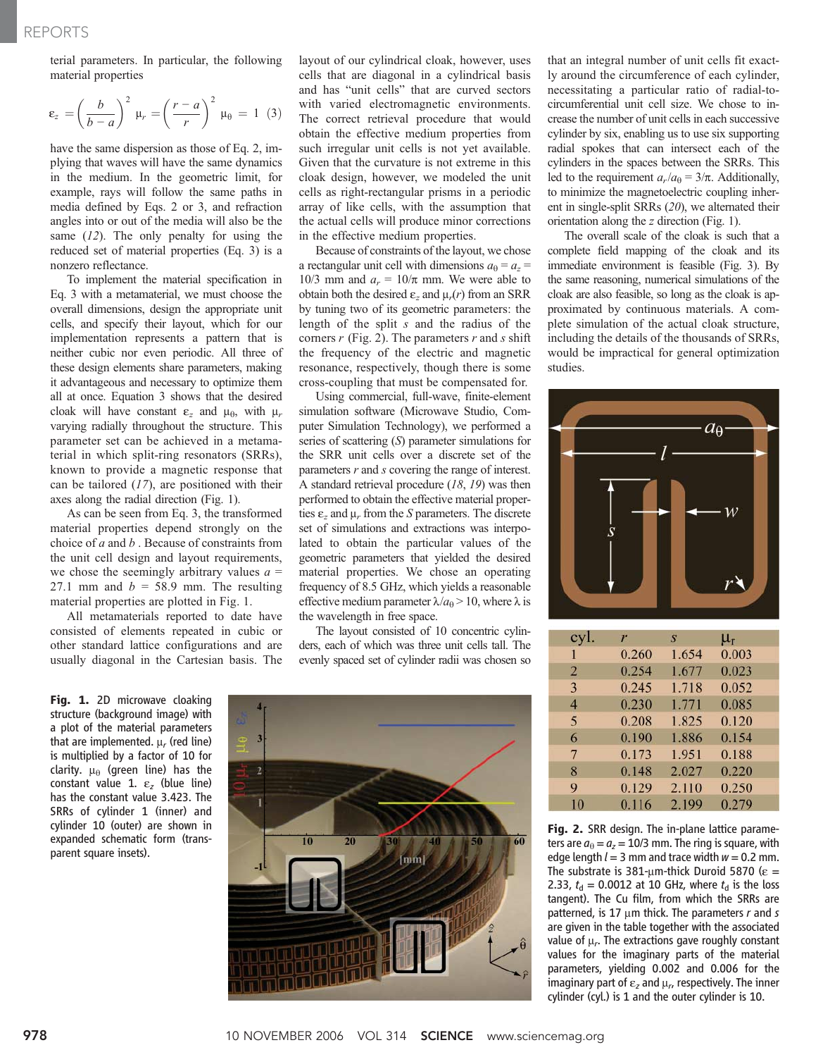terial parameters. In particular, the following material properties

$$\varepsilon_z = \left(\frac{b}{b-a}\right)^2 \quad \mu_r = \left(\frac{r-a}{r}\right)^2 \quad \mu_\theta = 1 \quad (3)$$

have the same dispersion as those of Eq. 2, implying that waves will have the same dynamics in the medium. In the geometric limit, for example, rays will follow the same paths in media defined by Eqs. 2 or 3, and refraction angles into or out of the media will also be the same (12). The only penalty for using the reduced set of material properties (Eq. 3) is a nonzero reflectance.

To implement the material specification in Eq. 3 with a metamaterial, we must choose the overall dimensions, design the appropriate unit cells, and specify their layout, which for our implementation represents a pattern that is neither cubic nor even periodic. All three of these design elements share parameters, making it advantageous and necessary to optimize them all at once. Equation 3 shows that the desired cloak will have constant $\varepsilon_z$ and $\mu_\theta$, with $\mu_r$ varying radially throughout the structure. This parameter set can be achieved in a metamaterial in which split-ring resonators (SRRs), known to provide a magnetic response that can be tailored (17), are positioned with their axes along the radial direction (Fig. 1).

As can be seen from Eq. 3, the transformed material properties depend strongly on the choice of $a$ and $b$. Because of constraints from the unit cell design and layout requirements, we chose the seemingly arbitrary values $a$ = 27.1 mm and $b$ = 58.9 mm. The resulting material properties are plotted in Fig. 1.

All metamaterials reported to date have consisted of elements repeated in cubic or other standard lattice configurations and are usually diagonal in the Cartesian basis. The layout of our cylindrical cloak, however, uses cells that are diagonal in a cylindrical basis and has "unit cells" that are curved sectors with varied electromagnetic environments. The correct retrieval procedure that would obtain the effective medium properties from such irregular unit cells is not yet available. Given that the curvature is not extreme in this cloak design, however, we modeled the unit cells as right-rectangular prisms in a periodic array of like cells, with the assumption that the actual cells will produce minor corrections in the effective medium properties.

Because of constraints of the layout, we chose a rectangular unit cell with dimensions $a_\theta = a_z$ = 10/3 mm and $a_r = 10/\pi$ mm. We were able to obtain both the desired $\varepsilon_z$ and $\mu_r(r)$ from an SRR by tuning two of its geometric parameters: the length of the split $s$ and the radius of the corners $r$ (Fig. 2). The parameters $r$ and $s$ shift the frequency of the electric and magnetic resonance, respectively, though there is some cross-coupling that must be compensated for.

Using commercial, full-wave, finite-element simulation software (Microwave Studio, Computer Simulation Technology), we performed a series of scattering ($S$) parameter simulations for the SRR unit cells over a discrete set of the parameters $r$ and $s$ covering the range of interest. A standard retrieval procedure (18, 19) was then performed to obtain the effective material properties $\varepsilon_z$ and $\mu_r$ from the $S$ parameters. The discrete set of simulations and extractions was interpolated to obtain the particular values of the geometric parameters that yielded the desired material properties. We chose an operating frequency of 8.5 GHz, which yields a reasonable effective medium parameter $\lambda/a_\theta > 10$, where $\lambda$ is the wavelength in free space.

The layout consisted of 10 concentric cylinders, each of which was three unit cells tall. The evenly spaced set of cylinder radii was chosen so that an integral number of unit cells fit exactly around the circumference of each cylinder, necessitating a particular ratio of radial-to-circumferential unit cell size. We chose to increase the number of unit cells in each successive cylinder by six, enabling us to use six supporting radial spokes that can intersect each of the cylinders in the spaces between the SRRs. This led to the requirement $a_r/a_\theta = 3/\pi$. Additionally, to minimize the magnetoelectric coupling inherent in single-split SRRs (20), we alternated their orientation along the $z$ direction (Fig. 1).

The overall scale of the cloak is such that a complete field mapping of the cloak and its immediate environment is feasible (Fig. 3). By the same reasoning, numerical simulations of the cloak are also feasible, so long as the cloak is approximated by continuous materials. A complete simulation of the actual cloak structure, including the details of the thousands of SRRs, would be impractical for general optimization studies.

**Fig. 1.** 2D microwave cloaking structure (background image) with a plot of the material parameters that are implemented. $\mu_r$ (red line) is multiplied by a factor of 10 for clarity. $\mu_\theta$ (green line) has the constant value 1. $\varepsilon_z$ (blue line) has the constant value 3.423. The SRRs of cylinder 1 (inner) and cylinder 10 (outer) are shown in expanded schematic form (transparent square insets).

| cyl. | $r$ | $s$ | $\mu_r$ |
|---|---|---|---|
| 1 | 0.260 | 1.654 | 0.003 |
| 2 | 0.254 | 1.677 | 0.023 |
| 3 | 0.245 | 1.718 | 0.052 |
| 4 | 0.230 | 1.771 | 0.085 |
| 5 | 0.208 | 1.825 | 0.120 |
| 6 | 0.190 | 1.886 | 0.154 |
| 7 | 0.173 | 1.951 | 0.188 |
| 8 | 0.148 | 2.027 | 0.220 |
| 9 | 0.129 | 2.110 | 0.250 |
| 10 | 0.116 | 2.199 | 0.279 |

**Fig. 2.** SRR design. The in-plane lattice parameters are $a_\theta = a_z$ = 10/3 mm. The ring is square, with edge length $l$ = 3 mm and trace width $w$ = 0.2 mm. The substrate is 381-μm-thick Duroid 5870 ($\varepsilon$ = 2.33, $t_d$ = 0.0012 at 10 GHz, where $t_d$ is the loss tangent). The Cu film, from which the SRRs are patterned, is 17 μm thick. The parameters $r$ and $s$ are given in the table together with the associated value of $\mu_r$. The extractions gave roughly constant values for the imaginary parts of the material parameters, yielding 0.002 and 0.006 for the imaginary part of $\varepsilon_z$ and $\mu_r$, respectively. The inner cylinder (cyl.) is 1 and the outer cylinder is 10.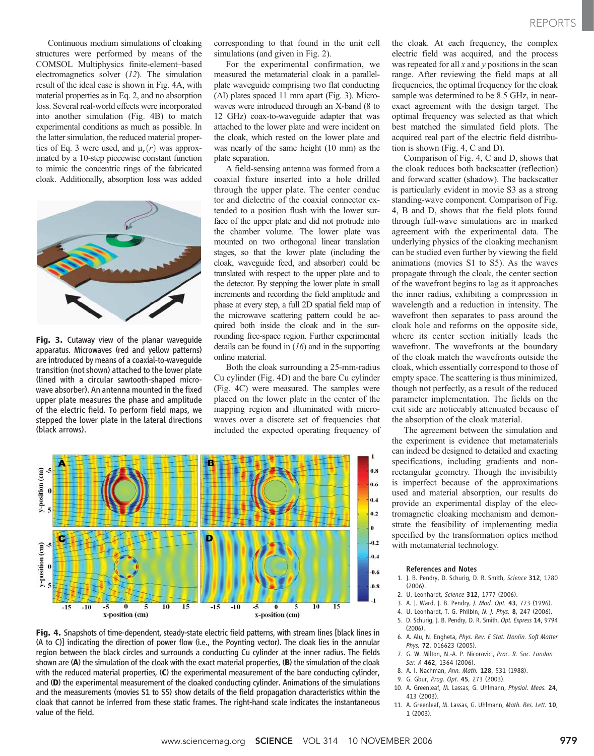Continuous medium simulations of cloaking structures were performed by means of the COMSOL Multiphysics finite-element–based electromagnetics solver (*12*). The simulation result of the ideal case is shown in Fig. 4A, with material properties as in Eq. 2, and no absorption loss. Several real-world effects were incorporated into another simulation (Fig. 4B) to match experimental conditions as much as possible. In the latter simulation, the reduced material properties of Eq. 3 were used, and $\mu_r(r)$ was approximated by a 10-step piecewise constant function to mimic the concentric rings of the fabricated cloak. Additionally, absorption loss was added corresponding to that found in the unit cell simulations (and given in Fig. 2).

**Fig. 3.** Cutaway view of the planar waveguide apparatus. Microwaves (red and yellow patterns) are introduced by means of a coaxial-to-waveguide transition (not shown) attached to the lower plate (lined with a circular sawtooth-shaped microwave absorber). An antenna mounted in the fixed upper plate measures the phase and amplitude of the electric field. To perform field maps, we stepped the lower plate in the lateral directions (black arrows).

For the experimental confirmation, we measured the metamaterial cloak in a parallel-plate waveguide comprising two flat conducting (Al) plates spaced 11 mm apart (Fig. 3). Microwaves were introduced through an X-band (8 to 12 GHz) coax-to-waveguide adapter that was attached to the lower plate and were incident on the cloak, which rested on the lower plate and was nearly of the same height (10 mm) as the plate separation.

A field-sensing antenna was formed from a coaxial fixture inserted into a hole drilled through the upper plate. The center conductor and dielectric of the coaxial connector extended to a position flush with the lower surface of the upper plate and did not protrude into the chamber volume. The lower plate was mounted on two orthogonal linear translation stages, so that the lower plate (including the cloak, waveguide feed, and absorber) could be translated with respect to the upper plate and to the detector. By stepping the lower plate in small increments and recording the field amplitude and phase at every step, a full 2D spatial field map of the microwave scattering pattern could be acquired both inside the cloak and in the surrounding free-space region. Further experimental details can be found in (*16*) and in the supporting online material.

Both the cloak surrounding a 25-mm-radius Cu cylinder (Fig. 4D) and the bare Cu cylinder (Fig. 4C) were measured. The samples were placed on the lower plate in the center of the mapping region and illuminated with microwaves over a discrete set of frequencies that included the expected operating frequency of the cloak. At each frequency, the complex electric field was acquired, and the process was repeated for all $x$ and $y$ positions in the scan range. After reviewing the field maps at all frequencies, the optimal frequency for the cloak sample was determined to be 8.5 GHz, in near-exact agreement with the design target. The optimal frequency was selected as that which best matched the simulated field plots. The acquired real part of the electric field distribution is shown (Fig. 4, C and D).

Comparison of Fig. 4, C and D, shows that the cloak reduces both backscatter (reflection) and forward scatter (shadow). The backscatter is particularly evident in movie S3 as a strong standing-wave component. Comparison of Fig. 4, B and D, shows that the field plots found through full-wave simulations are in marked agreement with the experimental data. The underlying physics of the cloaking mechanism can be studied even further by viewing the field animations (movies S1 to S5). As the waves propagate through the cloak, the center section of the wavefront begins to lag as it approaches the inner radius, exhibiting a compression in wavelength and a reduction in intensity. The wavefront then separates to pass around the cloak hole and reforms on the opposite side, where its center section initially leads the wavefront. The wavefronts at the boundary of the cloak match the wavefronts outside the cloak, which essentially correspond to those of empty space. The scattering is thus minimized, though not perfectly, as a result of the reduced parameter implementation. The fields on the exit side are noticeably attenuated because of the absorption of the cloak material.

The agreement between the simulation and the experiment is evidence that metamaterials can indeed be designed to detailed and exacting specifications, including gradients and nonrectangular geometry. Though the invisibility is imperfect because of the approximations used and material absorption, our results do provide an experimental display of the electromagnetic cloaking mechanism and demonstrate the feasibility of implementing media specified by the transformation optics method with metamaterial technology.

**Fig. 4.** Snapshots of time-dependent, steady-state electric field patterns, with stream lines [black lines in (A to C)] indicating the direction of power flow (i.e., the Poynting vector). The cloak lies in the annular region between the black circles and surrounds a conducting Cu cylinder at the inner radius. The fields shown are (**A**) the simulation of the cloak with the exact material properties, (**B**) the simulation of the cloak with the reduced material properties, (**C**) the experimental measurement of the bare conducting cylinder, and (**D**) the experimental measurement of the cloaked conducting cylinder. Animations of the simulations and the measurements (movies S1 to S5) show details of the field propagation characteristics within the cloak that cannot be inferred from these static frames. The right-hand scale indicates the instantaneous value of the field.

### References and Notes

1. J. B. Pendry, D. Schurig, D. R. Smith, *Science* **312**, 1780 (2006).
2. U. Leonhardt, *Science* **312**, 1777 (2006).
3. A. J. Ward, J. B. Pendry, *J. Mod. Opt.* **43**, 773 (1996).
4. U. Leonhardt, T. G. Philbin, *N. J. Phys.* **8**, 247 (2006).
5. D. Schurig, J. B. Pendry, D. R. Smith, *Opt. Express* **14**, 9794 (2006).
6. A. Alu, N. Engheta, *Phys. Rev. E Stat. Nonlin. Soft Matter Phys.* **72**, 016623 (2005).
7. G. W. Milton, N.-A. P. Nicorovici, *Proc. R. Soc. London Ser. A* **462**, 1364 (2006).
8. A. I. Nachman, *Ann. Math.* **128**, 531 (1988).
9. G. Gbur, *Prog. Opt.* **45**, 273 (2003).
10. A. Greenleaf, M. Lassas, G. Uhlmann, *Physiol. Meas.* **24**, 413 (2003).
11. A. Greenleaf, M. Lassas, G. Uhlmann, *Math. Res. Lett.* **10**, 1 (2003).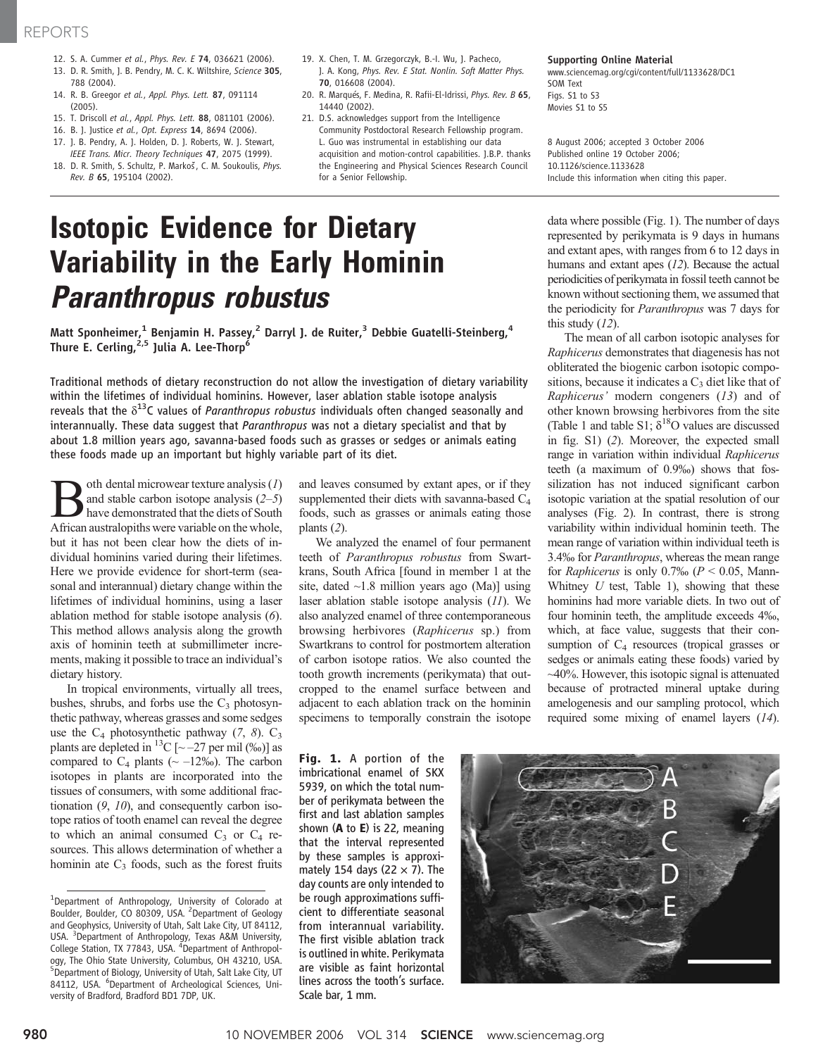12. S. A. Cummer *et al.*, *Phys. Rev. E* **74**, 036621 (2006).
13. D. R. Smith, J. B. Pendry, M. C. K. Wiltshire, *Science* **305**, 788 (2004).
14. R. B. Gregor *et al.*, *Appl. Phys. Lett.* **87**, 091114 (2005).
15. T. Driscoll *et al.*, *Appl. Phys. Lett.* **88**, 081101 (2006).
16. B. J. Justice *et al.*, *Opt. Express* **14**, 8694 (2006).
17. J. B. Pendry, A. J. Holden, D. J. Robbins, W. J. Stewart, *IEEE Trans. Micr. Theory Techniques* **47**, 2075 (1999).
18. D. R. Smith, S. Schultz, P. Markoš, C. M. Soukoulis, *Phys. Rev. B* **65**, 195104 (2002).
19. X. Chen, T. M. Grzegorczyk, B.-I. Wu, J. Pacheco, J. A. Kong, *Phys. Rev. E Stat. Nonlin. Soft Matter Phys.* **70**, 016608 (2004).
20. R. Marqués, F. Medina, R. Rafii-El-Idrissi, *Phys. Rev. B* **65**, 14440 (2002).
21. D.S. acknowledges support from the Intelligence Community Postdoctoral Research Fellowship program. L. Guo was instrumental in establishing our data acquisition and motion-control capabilities. J.B.P. thanks the Engineering and Physical Sciences Research Council for a Senior Fellowship.

**Supporting Online Material**
www.sciencemag.org/cgi/content/full/1133628/DC1
SOM Text
Figs. S1 to S3
Movies S1 to S5

8 August 2006; accepted 3 October 2006
Published online 19 October 2006;
10.1126/science.1133628
Include this information when citing this paper.

# Isotopic Evidence for Dietary Variability in the Early Hominin *Paranthropus robustus*

Matt Sponheimer,[1] Benjamin H. Passey,[2] Darryl J. de Ruiter,[3] Debbie Guatelli-Steinberg,[4] Thure E. Cerling,[2,5] Julia A. Lee-Thorp[6]

Traditional methods of dietary reconstruction do not allow the investigation of dietary variability within the lifetimes of individual hominins. However, laser ablation stable isotope analysis reveals that the $\delta^{13}$C values of *Paranthropus robustus* individuals often changed seasonally and interannually. These data suggest that *Paranthropus* was not a dietary specialist and that by about 1.8 million years ago, savanna-based foods such as grasses or sedges or animals eating these foods made up an important but highly variable part of its diet.

Both dental microwear texture analysis (*1*) and stable carbon isotope analysis (*2*–*5*) have demonstrated that the diets of South African australopiths were variable on the whole, but it has not been clear how the diets of individual hominins varied during their lifetimes. Here we provide evidence for short-term (seasonal and interannual) dietary change within the lifetimes of individual hominins, using a laser ablation method for stable isotope analysis (*6*). This method allows analysis along the growth axis of hominin teeth at submillimeter increments, making it possible to trace an individual's dietary history.

In tropical environments, virtually all trees, bushes, shrubs, and forbs use the $C_3$ photosynthetic pathway, whereas grasses and some sedges use the $C_4$ photosynthetic pathway (*7*, *8*). $C_3$ plants are depleted in $^{13}$C [~ −27 per mil (‰)] as compared to $C_4$ plants (~ −12‰). The carbon isotopes in plants are incorporated into the tissues of consumers, with some additional fractionation (*9*, *10*), and consequently carbon isotope ratios of tooth enamel can reveal the degree to which an animal consumed $C_3$ or $C_4$ resources. This allows determination of whether a hominin ate $C_3$ foods, such as the forest fruits and leaves consumed by extant apes, or if they supplemented their diets with savanna-based $C_4$ foods, such as grasses or animals eating those plants (*2*).

We analyzed the enamel of four permanent teeth of *Paranthropus robustus* from Swartkrans, South Africa [found in member 1 at the site, dated ~1.8 million years ago (Ma)] using laser ablation stable isotope analysis (*11*). We also analyzed enamel of three contemporaneous browsing herbivores (*Raphicerus* sp.) from Swartkrans to control for postmortem alteration of carbon isotope ratios. We also counted the tooth growth increments (perikymata) that outcropped to the enamel surface between and adjacent to each ablation track on the hominin specimens to temporally constrain the isotope data where possible (Fig. 1). The number of days represented by perikymata is 9 days in humans and extant apes, with ranges from 6 to 12 days in humans and extant apes (*12*). Because the actual periodicities of perikymata in fossil teeth cannot be known without sectioning them, we assumed that the periodicity for *Paranthropus* was 7 days for this study (*12*).

The mean of all carbon isotopic analyses for *Raphicerus* demonstrates that diagenesis has not obliterated the biogenic carbon isotopic compositions, because it indicates a $C_3$ diet like that of *Raphicerus'* modern congeners (*13*) and of other known browsing herbivores from the site (Table 1 and table S1; $\delta^{18}$O values are discussed in fig. S1) (*2*). Moreover, the expected small range in variation within individual *Raphicerus* teeth (a maximum of 0.9‰) shows that fossilization has not induced significant carbon isotopic variation at the spatial resolution of our analyses (Fig. 2). In contrast, there is strong variability within individual hominin teeth. The mean range of variation within individual teeth is 3.4‰ for *Paranthropus*, whereas the mean range for *Raphicerus* is only 0.7‰ ($P < 0.05$, Mann-Whitney $U$ test, Table 1), showing that these hominins had more variable diets. In two out of four hominin teeth, the amplitude exceeds 4‰, which, at face value, suggests that their consumption of $C_4$ resources (tropical grasses or sedges or animals eating these foods) varied by ~40%. However, this isotopic signal is attenuated because of protracted mineral uptake during amelogenesis and our sampling protocol, which required some mixing of enamel layers (*14*).

A
B
C
D
E

**Fig. 1.** A portion of the imbricational enamel of SKX 5939, on which the total number of perikymata between the first and last ablation samples shown (**A** to **E**) is 22, meaning that the interval represented by these samples is approximately 154 days (22 × 7). The day counts are only intended to be rough approximations sufficient to differentiate seasonal from interannual variability. The first visible ablation track is outlined in white. Perikymata are visible as faint horizontal lines across the tooth's surface. Scale bar, 1 mm.

[1]Department of Anthropology, University of Colorado at Boulder, Boulder, CO 80309, USA. [2]Department of Geology and Geophysics, University of Utah, Salt Lake City, UT 84112, USA. [3]Department of Anthropology, Texas A&M University, College Station, TX 77843, USA. [4]Department of Anthropology, The Ohio State University, Columbus, OH 43210, USA. [5]Department of Biology, University of Utah, Salt Lake City, UT 84112, USA. [6]Department of Archeological Sciences, University of Bradford, Bradford BD1 7DP, UK.